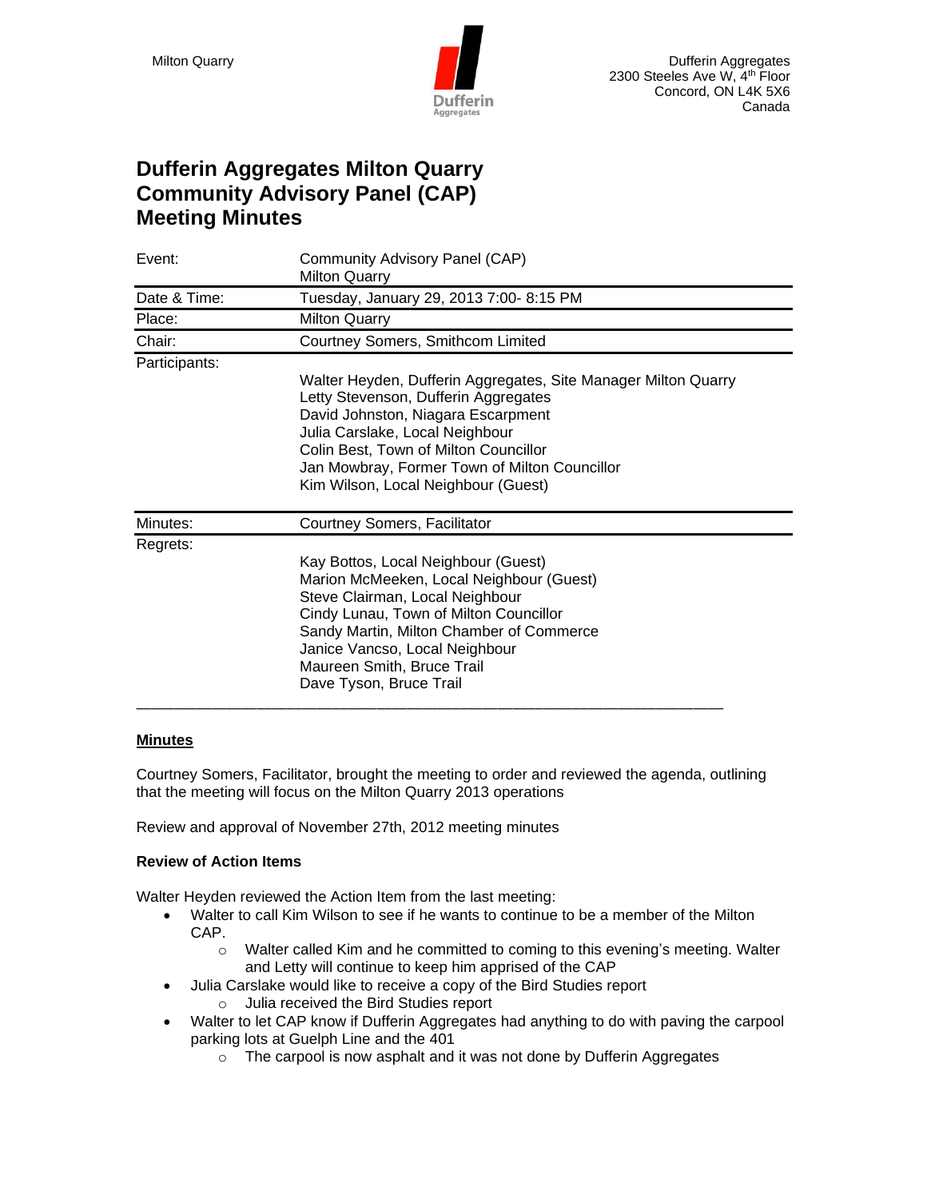Milton Quarry

Dufferin Aggregates
2300 Steeles Ave W, 4th Floor
Concord, ON L4K 5X6
Canada

# Dufferin Aggregates Milton Quarry Community Advisory Panel (CAP) Meeting Minutes

| Event: | Community Advisory Panel (CAP)<br>Milton Quarry |
|---|---|
| Date & Time: | Tuesday, January 29, 2013 7:00- 8:15 PM |
| Place: | Milton Quarry |
| Chair: | Courtney Somers, Smithcom Limited |
| Participants: | Walter Heyden, Dufferin Aggregates, Site Manager Milton Quarry<br>Letty Stevenson, Dufferin Aggregates<br>David Johnston, Niagara Escarpment<br>Julia Carslake, Local Neighbour<br>Colin Best, Town of Milton Councillor<br>Jan Mowbray, Former Town of Milton Councillor<br>Kim Wilson, Local Neighbour (Guest) |
| Minutes: | Courtney Somers, Facilitator |
| Regrets: | Kay Bottos, Local Neighbour (Guest)<br>Marion McMeeken, Local Neighbour (Guest)<br>Steve Clairman, Local Neighbour<br>Cindy Lunau, Town of Milton Councillor<br>Sandy Martin, Milton Chamber of Commerce<br>Janice Vancso, Local Neighbour<br>Maureen Smith, Bruce Trail<br>Dave Tyson, Bruce Trail |

## Minutes

Courtney Somers, Facilitator, brought the meeting to order and reviewed the agenda, outlining that the meeting will focus on the Milton Quarry 2013 operations

Review and approval of November 27th, 2012 meeting minutes

### Review of Action Items

Walter Heyden reviewed the Action Item from the last meeting:

- Walter to call Kim Wilson to see if he wants to continue to be a member of the Milton CAP.
  - Walter called Kim and he committed to coming to this evening's meeting. Walter and Letty will continue to keep him apprised of the CAP
- Julia Carslake would like to receive a copy of the Bird Studies report
  - Julia received the Bird Studies report
- Walter to let CAP know if Dufferin Aggregates had anything to do with paving the carpool parking lots at Guelph Line and the 401
  - The carpool is now asphalt and it was not done by Dufferin Aggregates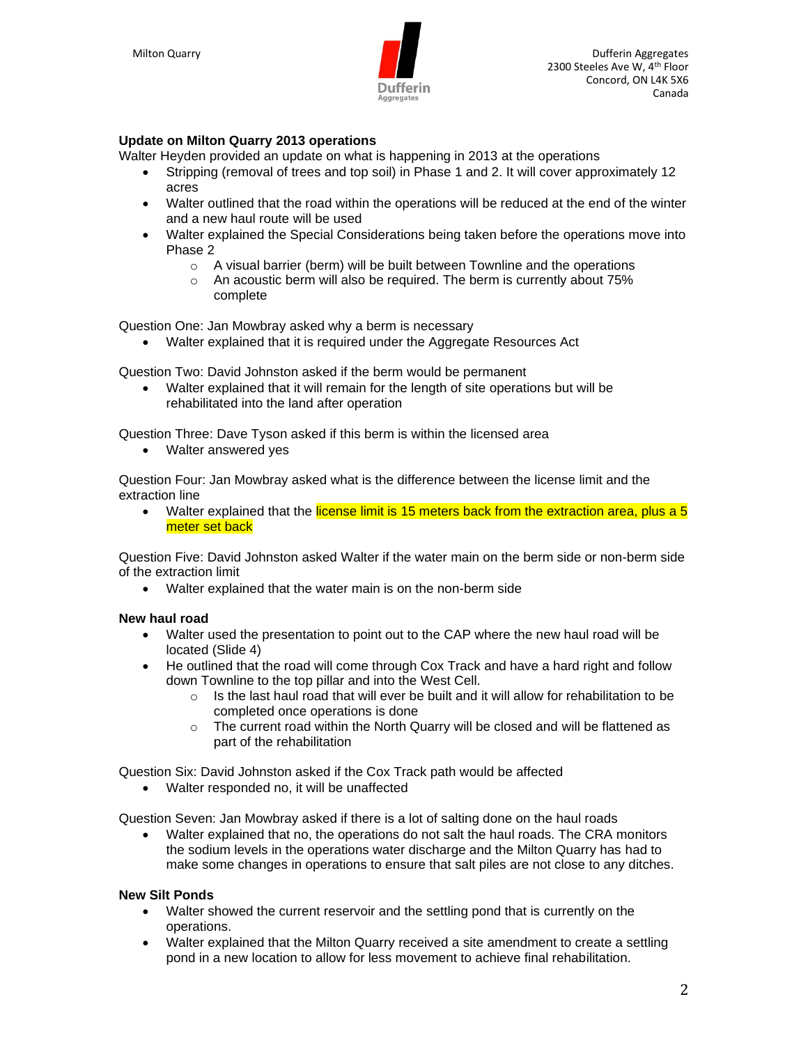### Update on Milton Quarry 2013 operations

Walter Heyden provided an update on what is happening in 2013 at the operations

- Stripping (removal of trees and top soil) in Phase 1 and 2. It will cover approximately 12 acres
- Walter outlined that the road within the operations will be reduced at the end of the winter and a new haul route will be used
- Walter explained the Special Considerations being taken before the operations move into Phase 2
  - A visual barrier (berm) will be built between Townline and the operations
  - An acoustic berm will also be required. The berm is currently about 75% complete

Question One: Jan Mowbray asked why a berm is necessary

- Walter explained that it is required under the Aggregate Resources Act

Question Two: David Johnston asked if the berm would be permanent

- Walter explained that it will remain for the length of site operations but will be rehabilitated into the land after operation

Question Three: Dave Tyson asked if this berm is within the licensed area

- Walter answered yes

Question Four: Jan Mowbray asked what is the difference between the license limit and the extraction line

- Walter explained that the license limit is 15 meters back from the extraction area, plus a 5 meter set back

Question Five: David Johnston asked Walter if the water main on the berm side or non-berm side of the extraction limit

- Walter explained that the water main is on the non-berm side

### New haul road

- Walter used the presentation to point out to the CAP where the new haul road will be located (Slide 4)
- He outlined that the road will come through Cox Track and have a hard right and follow down Townline to the top pillar and into the West Cell.
  - Is the last haul road that will ever be built and it will allow for rehabilitation to be completed once operations is done
  - The current road within the North Quarry will be closed and will be flattened as part of the rehabilitation

Question Six: David Johnston asked if the Cox Track path would be affected

- Walter responded no, it will be unaffected

Question Seven: Jan Mowbray asked if there is a lot of salting done on the haul roads

- Walter explained that no, the operations do not salt the haul roads. The CRA monitors the sodium levels in the operations water discharge and the Milton Quarry has had to make some changes in operations to ensure that salt piles are not close to any ditches.

### New Silt Ponds

- Walter showed the current reservoir and the settling pond that is currently on the operations.
- Walter explained that the Milton Quarry received a site amendment to create a settling pond in a new location to allow for less movement to achieve final rehabilitation.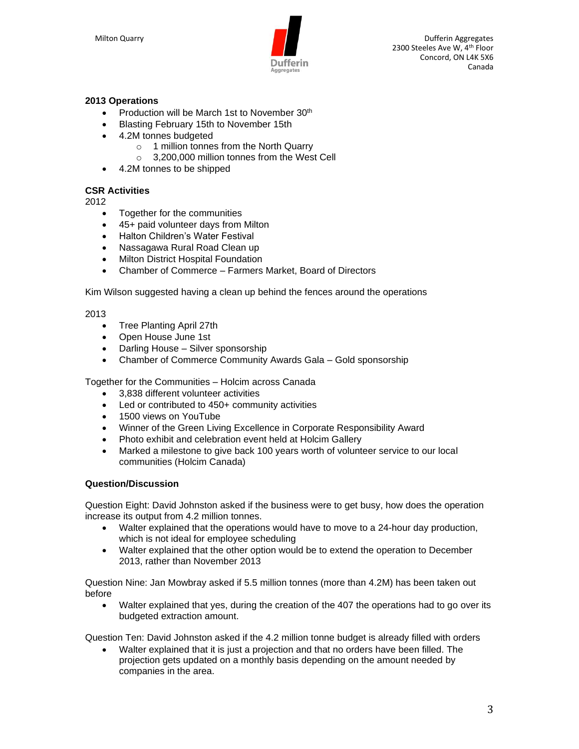**2013 Operations**

- Production will be March 1st to November 30th
- Blasting February 15th to November 15th
- 4.2M tonnes budgeted
  - 1 million tonnes from the North Quarry
  - 3,200,000 million tonnes from the West Cell
- 4.2M tonnes to be shipped

**CSR Activities**

2012

- Together for the communities
- 45+ paid volunteer days from Milton
- Halton Children's Water Festival
- Nassagawa Rural Road Clean up
- Milton District Hospital Foundation
- Chamber of Commerce – Farmers Market, Board of Directors

Kim Wilson suggested having a clean up behind the fences around the operations

2013

- Tree Planting April 27th
- Open House June 1st
- Darling House – Silver sponsorship
- Chamber of Commerce Community Awards Gala – Gold sponsorship

Together for the Communities – Holcim across Canada

- 3,838 different volunteer activities
- Led or contributed to 450+ community activities
- 1500 views on YouTube
- Winner of the Green Living Excellence in Corporate Responsibility Award
- Photo exhibit and celebration event held at Holcim Gallery
- Marked a milestone to give back 100 years worth of volunteer service to our local communities (Holcim Canada)

**Question/Discussion**

Question Eight: David Johnston asked if the business were to get busy, how does the operation increase its output from 4.2 million tonnes.

- Walter explained that the operations would have to move to a 24-hour day production, which is not ideal for employee scheduling
- Walter explained that the other option would be to extend the operation to December 2013, rather than November 2013

Question Nine: Jan Mowbray asked if 5.5 million tonnes (more than 4.2M) has been taken out before

- Walter explained that yes, during the creation of the 407 the operations had to go over its budgeted extraction amount.

Question Ten: David Johnston asked if the 4.2 million tonne budget is already filled with orders

- Walter explained that it is just a projection and that no orders have been filled. The projection gets updated on a monthly basis depending on the amount needed by companies in the area.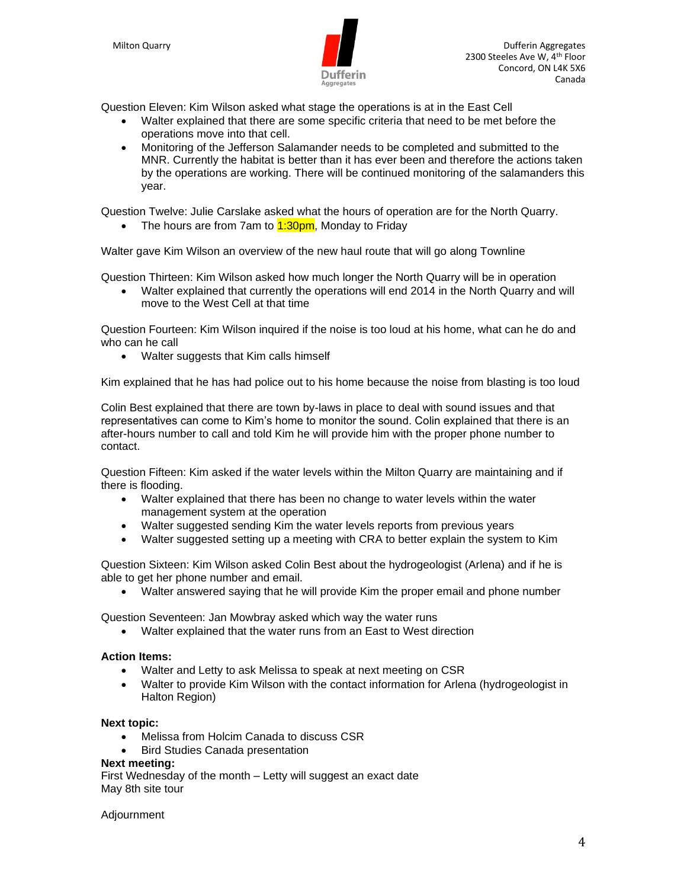Question Eleven: Kim Wilson asked what stage the operations is at in the East Cell

- Walter explained that there are some specific criteria that need to be met before the operations move into that cell.
- Monitoring of the Jefferson Salamander needs to be completed and submitted to the MNR. Currently the habitat is better than it has ever been and therefore the actions taken by the operations are working. There will be continued monitoring of the salamanders this year.

Question Twelve: Julie Carslake asked what the hours of operation are for the North Quarry.

- The hours are from 7am to 1:30pm, Monday to Friday

Walter gave Kim Wilson an overview of the new haul route that will go along Townline

Question Thirteen: Kim Wilson asked how much longer the North Quarry will be in operation

- Walter explained that currently the operations will end 2014 in the North Quarry and will move to the West Cell at that time

Question Fourteen: Kim Wilson inquired if the noise is too loud at his home, what can he do and who can he call

- Walter suggests that Kim calls himself

Kim explained that he has had police out to his home because the noise from blasting is too loud

Colin Best explained that there are town by-laws in place to deal with sound issues and that representatives can come to Kim's home to monitor the sound. Colin explained that there is an after-hours number to call and told Kim he will provide him with the proper phone number to contact.

Question Fifteen: Kim asked if the water levels within the Milton Quarry are maintaining and if there is flooding.

- Walter explained that there has been no change to water levels within the water management system at the operation
- Walter suggested sending Kim the water levels reports from previous years
- Walter suggested setting up a meeting with CRA to better explain the system to Kim

Question Sixteen: Kim Wilson asked Colin Best about the hydrogeologist (Arlena) and if he is able to get her phone number and email.

- Walter answered saying that he will provide Kim the proper email and phone number

Question Seventeen: Jan Mowbray asked which way the water runs

- Walter explained that the water runs from an East to West direction

**Action Items:**

- Walter and Letty to ask Melissa to speak at next meeting on CSR
- Walter to provide Kim Wilson with the contact information for Arlena (hydrogeologist in Halton Region)

**Next topic:**

- Melissa from Holcim Canada to discuss CSR
- Bird Studies Canada presentation

**Next meeting:**

First Wednesday of the month – Letty will suggest an exact date
May 8th site tour

Adjournment